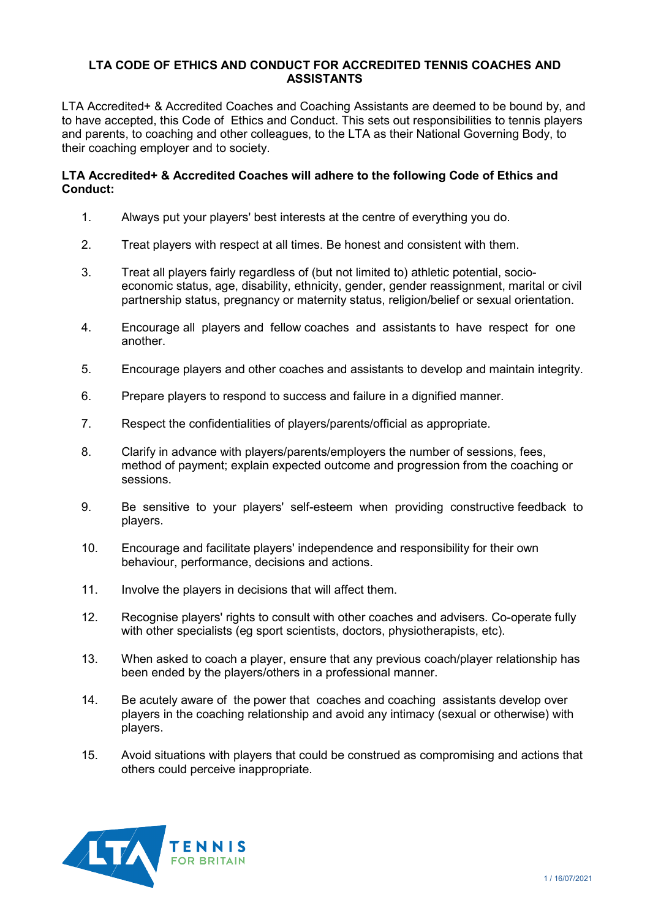# LTA CODE OF ETHICS AND CONDUCT FOR ACCREDITED TENNIS COACHES AND ASSISTANTS

LTA Accredited+ & Accredited Coaches and Coaching Assistants are deemed to be bound by, and to have accepted, this Code of Ethics and Conduct. This sets out responsibilities to tennis players and parents, to coaching and other colleagues, to the LTA as their National Governing Body, to their coaching employer and to society.

**LTA Accredited+ & Accredited Coaches will adhere to the following Code of Ethics and Conduct:**

1. Always put your players' best interests at the centre of everything you do.
2. Treat players with respect at all times. Be honest and consistent with them.
3. Treat all players fairly regardless of (but not limited to) athletic potential, socio-economic status, age, disability, ethnicity, gender, gender reassignment, marital or civil partnership status, pregnancy or maternity status, religion/belief or sexual orientation.
4. Encourage all players and fellow coaches and assistants to have respect for one another.
5. Encourage players and other coaches and assistants to develop and maintain integrity.
6. Prepare players to respond to success and failure in a dignified manner.
7. Respect the confidentialities of players/parents/official as appropriate.
8. Clarify in advance with players/parents/employers the number of sessions, fees, method of payment; explain expected outcome and progression from the coaching or sessions.
9. Be sensitive to your players' self-esteem when providing constructive feedback to players.
10. Encourage and facilitate players' independence and responsibility for their own behaviour, performance, decisions and actions.
11. Involve the players in decisions that will affect them.
12. Recognise players' rights to consult with other coaches and advisers. Co-operate fully with other specialists (eg sport scientists, doctors, physiotherapists, etc).
13. When asked to coach a player, ensure that any previous coach/player relationship has been ended by the players/others in a professional manner.
14. Be acutely aware of the power that coaches and coaching assistants develop over players in the coaching relationship and avoid any intimacy (sexual or otherwise) with players.
15. Avoid situations with players that could be construed as compromising and actions that others could perceive inappropriate.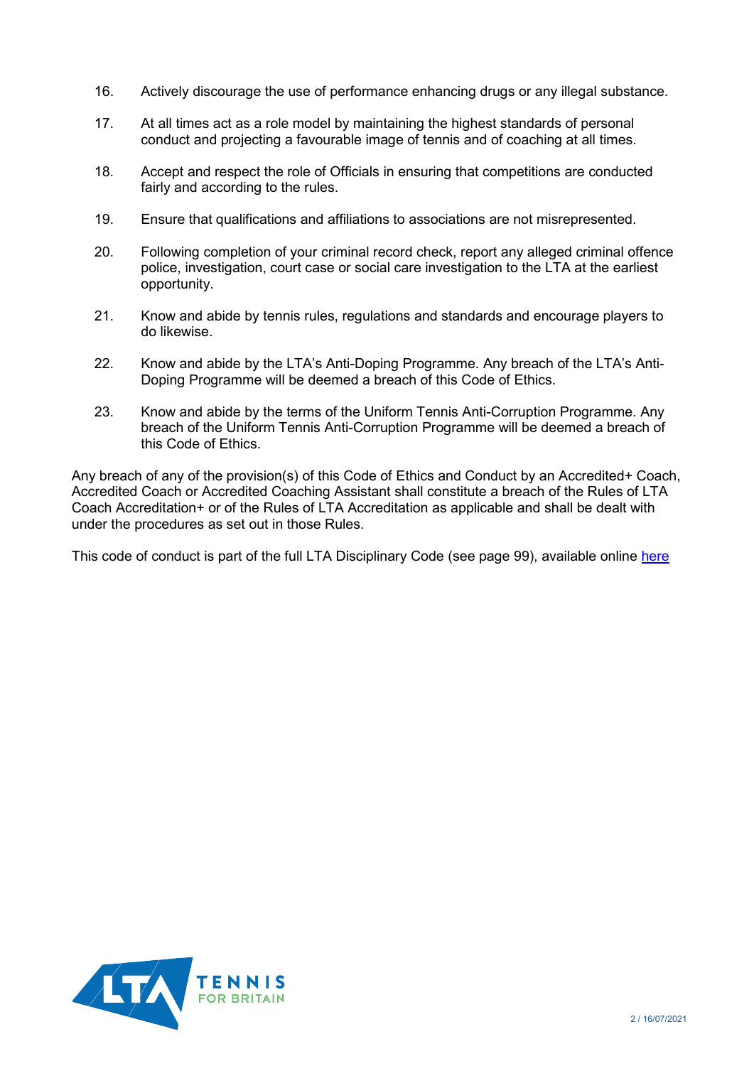16. Actively discourage the use of performance enhancing drugs or any illegal substance.

17. At all times act as a role model by maintaining the highest standards of personal conduct and projecting a favourable image of tennis and of coaching at all times.

18. Accept and respect the role of Officials in ensuring that competitions are conducted fairly and according to the rules.

19. Ensure that qualifications and affiliations to associations are not misrepresented.

20. Following completion of your criminal record check, report any alleged criminal offence police, investigation, court case or social care investigation to the LTA at the earliest opportunity.

21. Know and abide by tennis rules, regulations and standards and encourage players to do likewise.

22. Know and abide by the LTA's Anti-Doping Programme. Any breach of the LTA's Anti-Doping Programme will be deemed a breach of this Code of Ethics.

23. Know and abide by the terms of the Uniform Tennis Anti-Corruption Programme. Any breach of the Uniform Tennis Anti-Corruption Programme will be deemed a breach of this Code of Ethics.

Any breach of any of the provision(s) of this Code of Ethics and Conduct by an Accredited+ Coach, Accredited Coach or Accredited Coaching Assistant shall constitute a breach of the Rules of LTA Coach Accreditation+ or of the Rules of LTA Accreditation as applicable and shall be dealt with under the procedures as set out in those Rules.

This code of conduct is part of the full LTA Disciplinary Code (see page 99), available online here